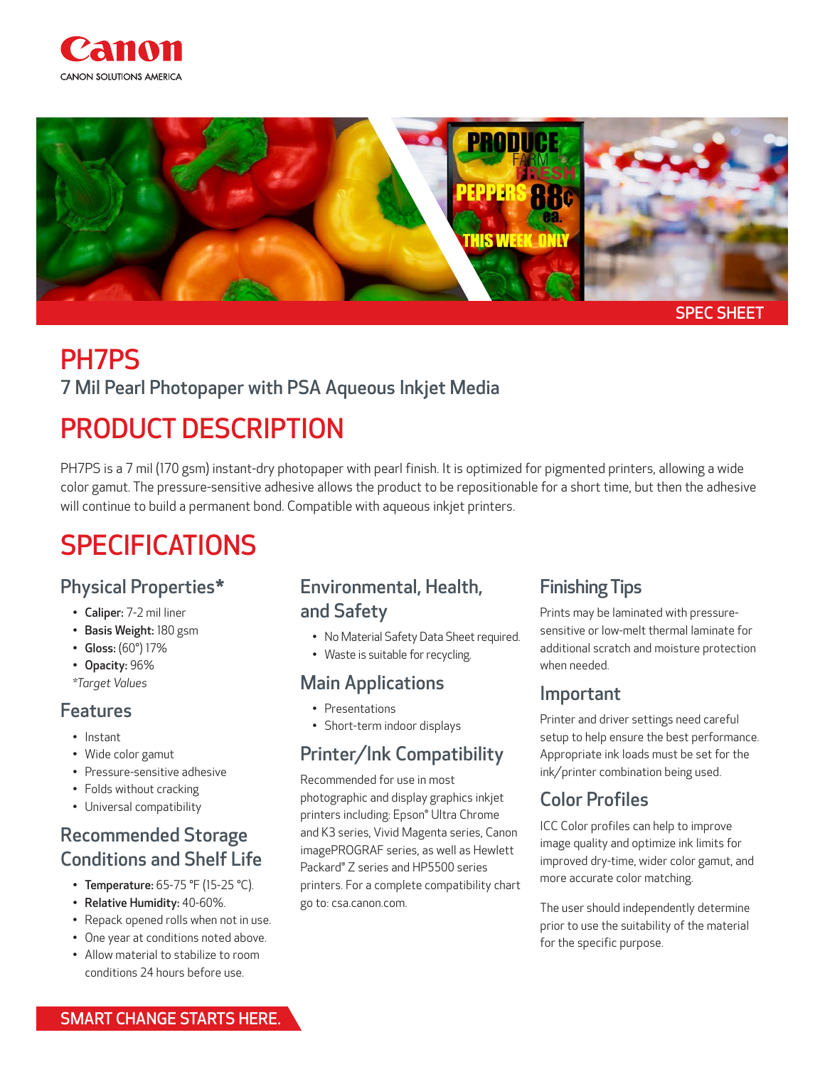Canon

CANON SOLUTIONS AMERICA

SPEC SHEET

# PH7PS

## 7 Mil Pearl Photopaper with PSA Aqueous Inkjet Media

# PRODUCT DESCRIPTION

PH7PS is a 7 mil (170 gsm) instant-dry photopaper with pearl finish. It is optimized for pigmented printers, allowing a wide color gamut. The pressure-sensitive adhesive allows the product to be repositionable for a short time, but then the adhesive will continue to build a permanent bond. Compatible with aqueous inkjet printers.

# SPECIFICATIONS

## Physical Properties*

- **Caliper:** 7-2 mil liner
- **Basis Weight:** 180 gsm
- **Gloss:** (60°) 17%
- **Opacity:** 96%

*Target Values*

## Features

- Instant
- Wide color gamut
- Pressure-sensitive adhesive
- Folds without cracking
- Universal compatibility

## Recommended Storage Conditions and Shelf Life

- **Temperature:** 65-75 °F (15-25 °C).
- **Relative Humidity:** 40-60%.
- Repack opened rolls when not in use.
- One year at conditions noted above.
- Allow material to stabilize to room conditions 24 hours before use.

## Environmental, Health, and Safety

- No Material Safety Data Sheet required.
- Waste is suitable for recycling.

## Main Applications

- Presentations
- Short-term indoor displays

## Printer/Ink Compatibility

Recommended for use in most photographic and display graphics inkjet printers including: Epson® Ultra Chrome and K3 series, Vivid Magenta series, Canon imagePROGRAF series, as well as Hewlett Packard® Z series and HP5500 series printers. For a complete compatibility chart go to: csa.canon.com.

## Finishing Tips

Prints may be laminated with pressure-sensitive or low-melt thermal laminate for additional scratch and moisture protection when needed.

## Important

Printer and driver settings need careful setup to help ensure the best performance. Appropriate ink loads must be set for the ink/printer combination being used.

## Color Profiles

ICC Color profiles can help to improve image quality and optimize ink limits for improved dry-time, wider color gamut, and more accurate color matching.

The user should independently determine prior to use the suitability of the material for the specific purpose.

SMART CHANGE STARTS HERE.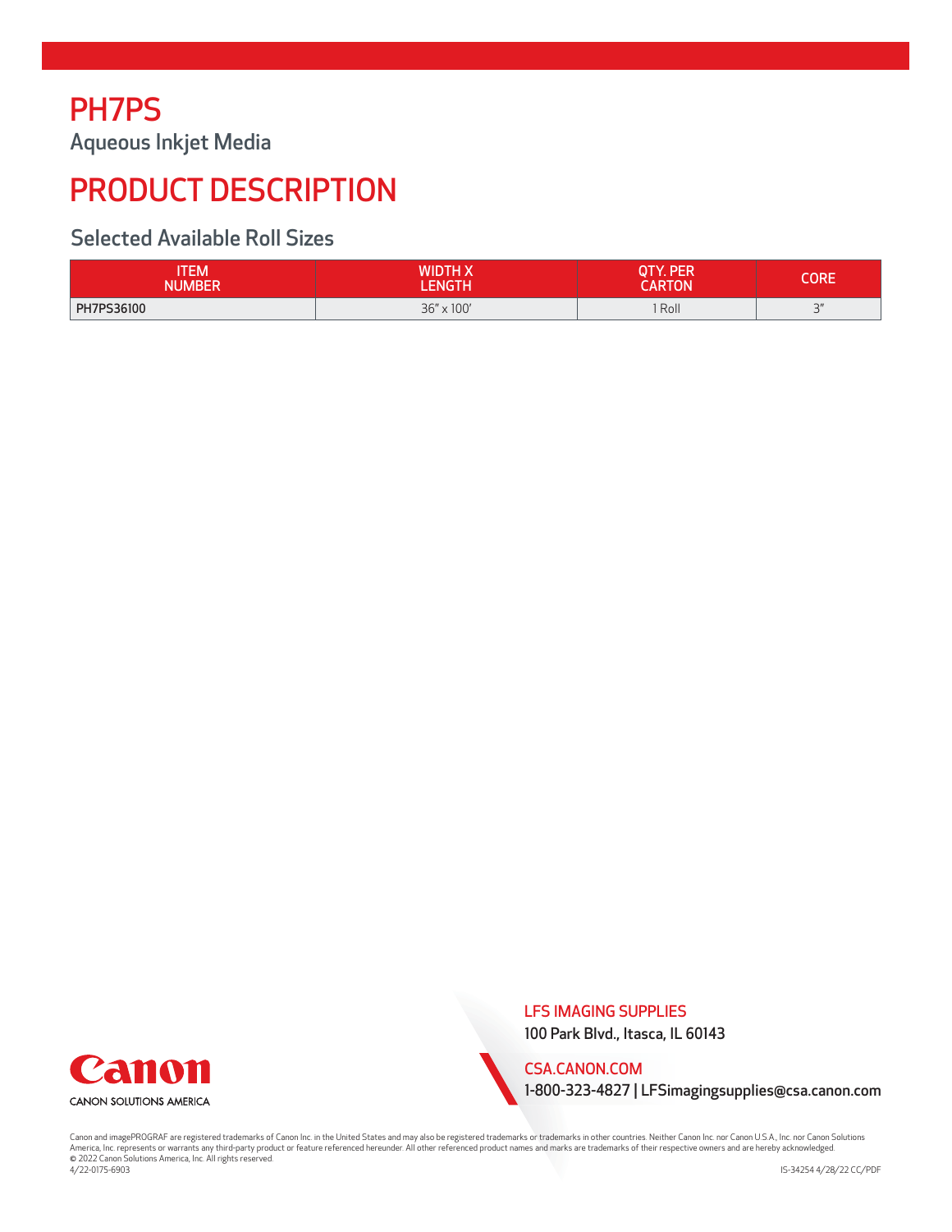# PH7PS

Aqueous Inkjet Media

## PRODUCT DESCRIPTION

### Selected Available Roll Sizes

| ITEM NUMBER | WIDTH X LENGTH | QTY. PER CARTON | CORE |
|---|---|---|---|
| PH7PS36100 | 36" x 100' | 1 Roll | 3" |

CANON SOLUTIONS AMERICA

LFS IMAGING SUPPLIES
100 Park Blvd., Itasca, IL 60143

CSA.CANON.COM
1-800-323-4827 | LFSimagingsupplies@csa.canon.com

Canon and imagePROGRAF are registered trademarks of Canon Inc. in the United States and may also be registered trademarks or trademarks in other countries. Neither Canon Inc. nor Canon U.S.A., Inc. nor Canon Solutions America, Inc. represents or warrants any third-party product or feature referenced hereunder. All other referenced product names and marks are trademarks of their respective owners and are hereby acknowledged.
© 2022 Canon Solutions America, Inc. All rights reserved.
4/22-0175-6903

IS-34254 4/28/22 CC/PDF